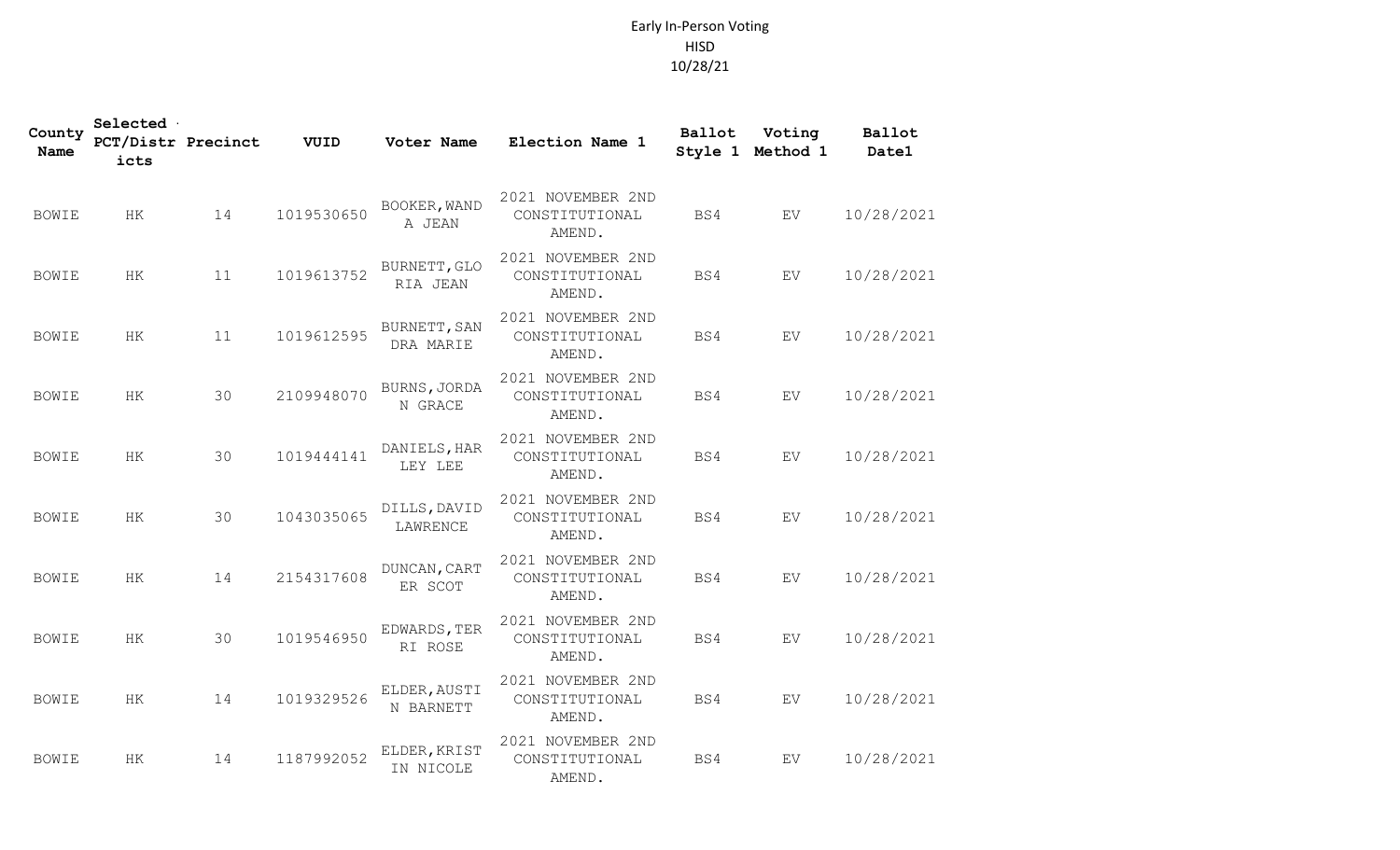Early In-Person Voting
HISD
10/28/21

| County Name | Selected PCT/Districts | Precinct | VUID | Voter Name | Election Name 1 | Ballot Style 1 | Voting Method 1 | Ballot Date1 |
|---|---|---|---|---|---|---|---|---|
| BOWIE | HK | 14 | 1019530650 | BOOKER,WANDA JEAN | 2021 NOVEMBER 2ND CONSTITUTIONAL AMEND. | BS4 | EV | 10/28/2021 |
| BOWIE | HK | 11 | 1019613752 | BURNETT,GLORIA JEAN | 2021 NOVEMBER 2ND CONSTITUTIONAL AMEND. | BS4 | EV | 10/28/2021 |
| BOWIE | HK | 11 | 1019612595 | BURNETT,SANDRA MARIE | 2021 NOVEMBER 2ND CONSTITUTIONAL AMEND. | BS4 | EV | 10/28/2021 |
| BOWIE | HK | 30 | 2109948070 | BURNS,JORDAN GRACE | 2021 NOVEMBER 2ND CONSTITUTIONAL AMEND. | BS4 | EV | 10/28/2021 |
| BOWIE | HK | 30 | 1019444141 | DANIELS,HARLEY LEE | 2021 NOVEMBER 2ND CONSTITUTIONAL AMEND. | BS4 | EV | 10/28/2021 |
| BOWIE | HK | 30 | 1043035065 | DILLS,DAVID LAWRENCE | 2021 NOVEMBER 2ND CONSTITUTIONAL AMEND. | BS4 | EV | 10/28/2021 |
| BOWIE | HK | 14 | 2154317608 | DUNCAN,CARTER SCOT | 2021 NOVEMBER 2ND CONSTITUTIONAL AMEND. | BS4 | EV | 10/28/2021 |
| BOWIE | HK | 30 | 1019546950 | EDWARDS,TERRI ROSE | 2021 NOVEMBER 2ND CONSTITUTIONAL AMEND. | BS4 | EV | 10/28/2021 |
| BOWIE | HK | 14 | 1019329526 | ELDER,AUSTIN BARNETT | 2021 NOVEMBER 2ND CONSTITUTIONAL AMEND. | BS4 | EV | 10/28/2021 |
| BOWIE | HK | 14 | 1187992052 | ELDER,KRISTIN NICOLE | 2021 NOVEMBER 2ND CONSTITUTIONAL AMEND. | BS4 | EV | 10/28/2021 |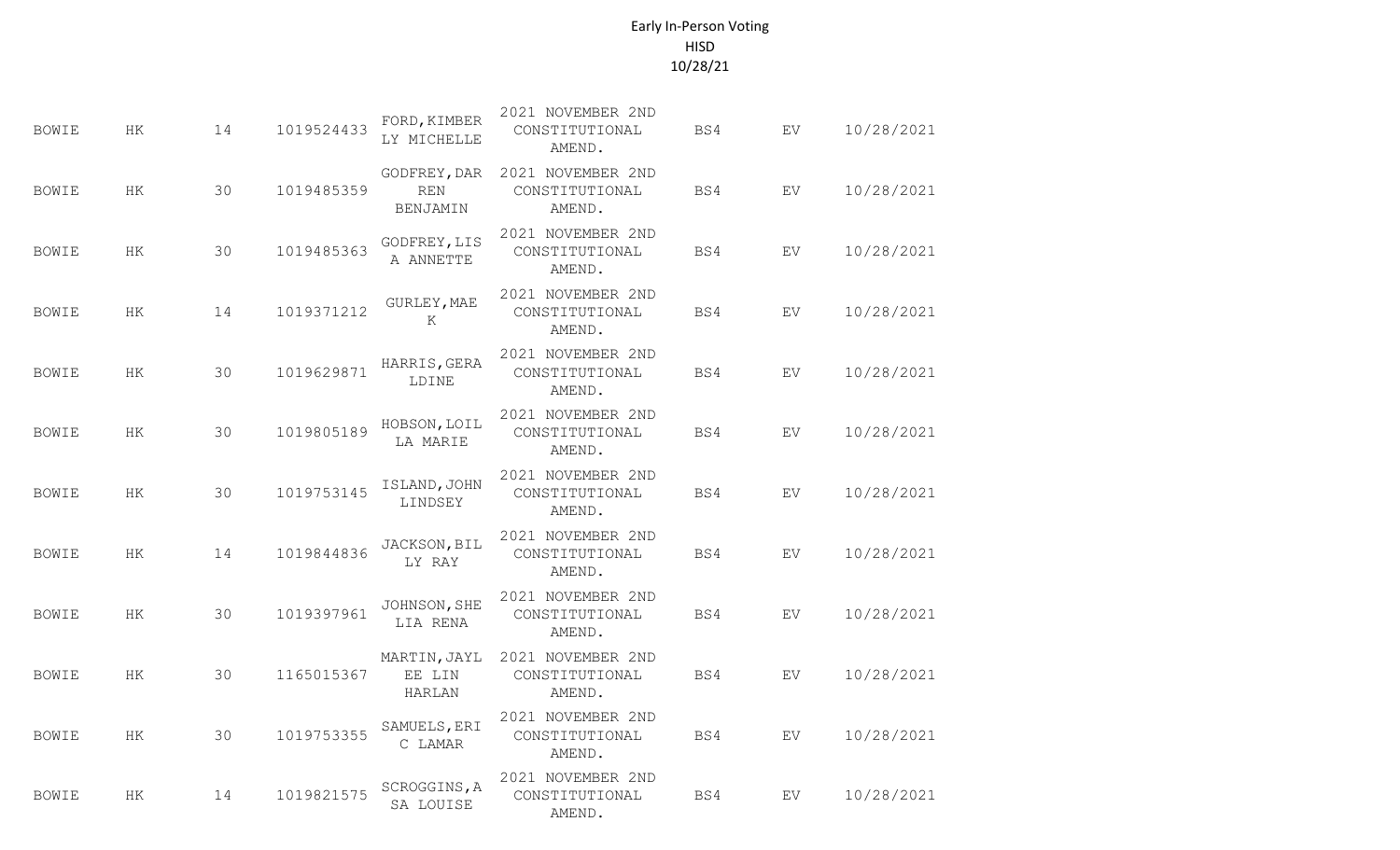Early In-Person Voting
HISD
10/28/21

| | | | | | | | | |
|---|---|---|---|---|---|---|---|---|
| BOWIE | HK | 14 | 1019524433 | FORD,KIMBERLY MICHELLE | 2021 NOVEMBER 2ND CONSTITUTIONAL AMEND. | BS4 | EV | 10/28/2021 |
| BOWIE | HK | 30 | 1019485359 | GODFREY,DARREN BENJAMIN | 2021 NOVEMBER 2ND CONSTITUTIONAL AMEND. | BS4 | EV | 10/28/2021 |
| BOWIE | HK | 30 | 1019485363 | GODFREY,LISA ANNETTE | 2021 NOVEMBER 2ND CONSTITUTIONAL AMEND. | BS4 | EV | 10/28/2021 |
| BOWIE | HK | 14 | 1019371212 | GURLEY,MAE K | 2021 NOVEMBER 2ND CONSTITUTIONAL AMEND. | BS4 | EV | 10/28/2021 |
| BOWIE | HK | 30 | 1019629871 | HARRIS,GERALDINE | 2021 NOVEMBER 2ND CONSTITUTIONAL AMEND. | BS4 | EV | 10/28/2021 |
| BOWIE | HK | 30 | 1019805189 | HOBSON,LOILLA MARIE | 2021 NOVEMBER 2ND CONSTITUTIONAL AMEND. | BS4 | EV | 10/28/2021 |
| BOWIE | HK | 30 | 1019753145 | ISLAND,JOHN LINDSEY | 2021 NOVEMBER 2ND CONSTITUTIONAL AMEND. | BS4 | EV | 10/28/2021 |
| BOWIE | HK | 14 | 1019844836 | JACKSON,BILLY RAY | 2021 NOVEMBER 2ND CONSTITUTIONAL AMEND. | BS4 | EV | 10/28/2021 |
| BOWIE | HK | 30 | 1019397961 | JOHNSON,SHELIA RENA | 2021 NOVEMBER 2ND CONSTITUTIONAL AMEND. | BS4 | EV | 10/28/2021 |
| BOWIE | HK | 30 | 1165015367 | MARTIN,JAYLEE LIN HARLAN | 2021 NOVEMBER 2ND CONSTITUTIONAL AMEND. | BS4 | EV | 10/28/2021 |
| BOWIE | HK | 30 | 1019753355 | SAMUELS,ERIC LAMAR | 2021 NOVEMBER 2ND CONSTITUTIONAL AMEND. | BS4 | EV | 10/28/2021 |
| BOWIE | HK | 14 | 1019821575 | SCROGGINS,ASA LOUISE | 2021 NOVEMBER 2ND CONSTITUTIONAL AMEND. | BS4 | EV | 10/28/2021 |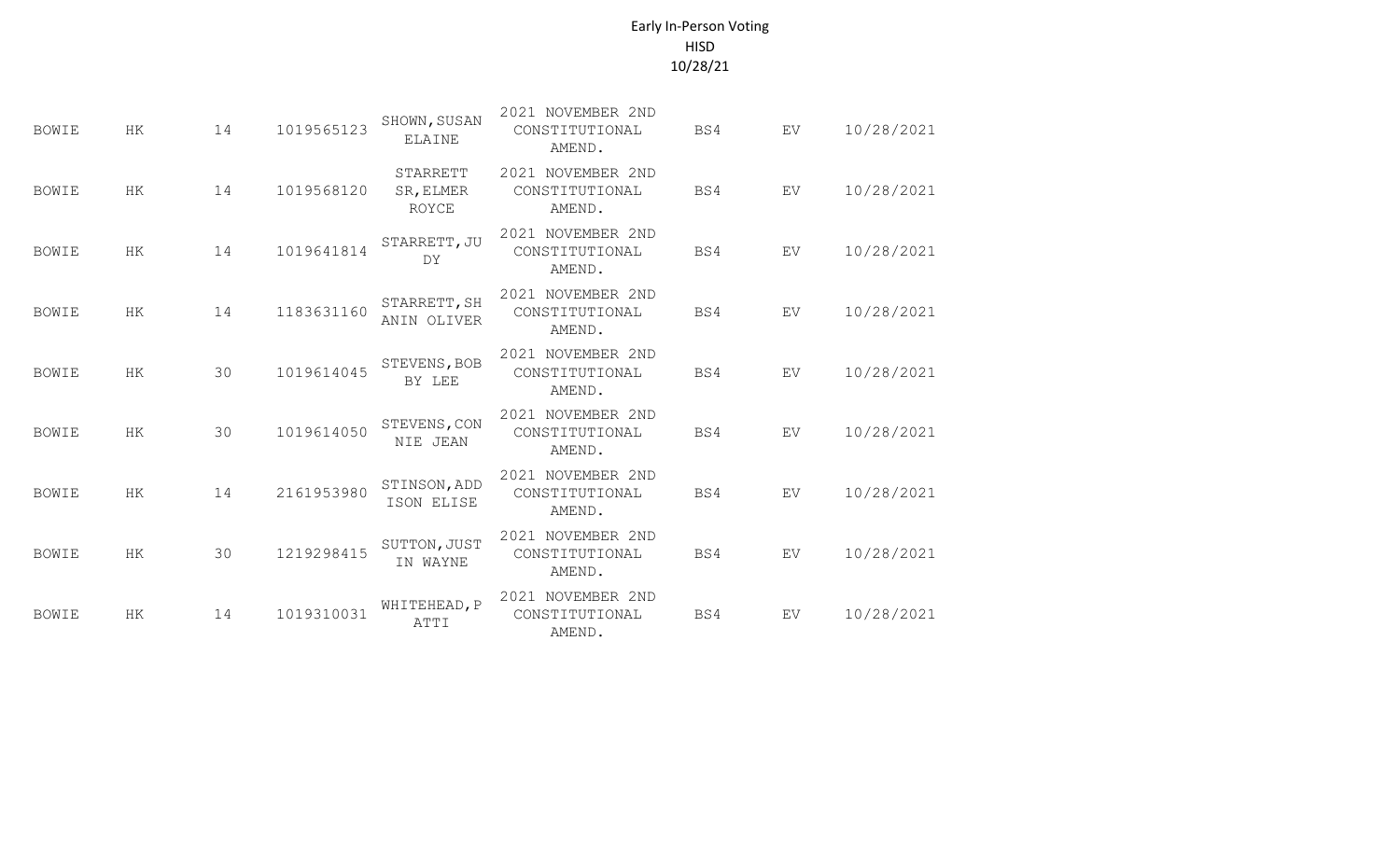Early In-Person Voting
HISD
10/28/21

| | | | | | | | | |
|---|---|---|---|---|---|---|---|---|
| BOWIE | HK | 14 | 1019565123 | SHOWN, SUSAN ELAINE | 2021 NOVEMBER 2ND CONSTITUTIONAL AMEND. | BS4 | EV | 10/28/2021 |
| BOWIE | HK | 14 | 1019568120 | STARRETT SR, ELMER ROYCE | 2021 NOVEMBER 2ND CONSTITUTIONAL AMEND. | BS4 | EV | 10/28/2021 |
| BOWIE | HK | 14 | 1019641814 | STARRETT, JUDY | 2021 NOVEMBER 2ND CONSTITUTIONAL AMEND. | BS4 | EV | 10/28/2021 |
| BOWIE | HK | 14 | 1183631160 | STARRETT, SHANIN OLIVER | 2021 NOVEMBER 2ND CONSTITUTIONAL AMEND. | BS4 | EV | 10/28/2021 |
| BOWIE | HK | 30 | 1019614045 | STEVENS, BOBBY LEE | 2021 NOVEMBER 2ND CONSTITUTIONAL AMEND. | BS4 | EV | 10/28/2021 |
| BOWIE | HK | 30 | 1019614050 | STEVENS, CONNIE JEAN | 2021 NOVEMBER 2ND CONSTITUTIONAL AMEND. | BS4 | EV | 10/28/2021 |
| BOWIE | HK | 14 | 2161953980 | STINSON, ADDISON ELISE | 2021 NOVEMBER 2ND CONSTITUTIONAL AMEND. | BS4 | EV | 10/28/2021 |
| BOWIE | HK | 30 | 1219298415 | SUTTON, JUSTIN WAYNE | 2021 NOVEMBER 2ND CONSTITUTIONAL AMEND. | BS4 | EV | 10/28/2021 |
| BOWIE | HK | 14 | 1019310031 | WHITEHEAD, PATTI | 2021 NOVEMBER 2ND CONSTITUTIONAL AMEND. | BS4 | EV | 10/28/2021 |